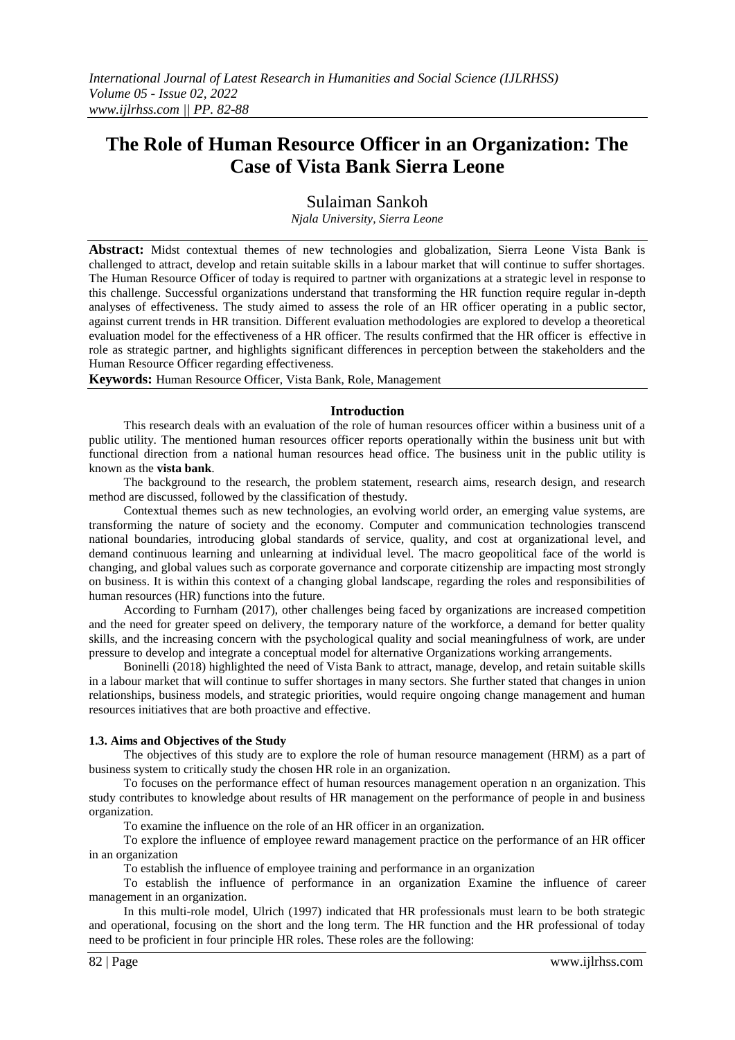# The Role of Human Resource Officer in an Organization: The Case of Vista Bank Sierra Leone

Sulaiman Sankoh

*Njala University, Sierra Leone*

**Abstract:** Midst contextual themes of new technologies and globalization, Sierra Leone Vista Bank is challenged to attract, develop and retain suitable skills in a labour market that will continue to suffer shortages. The Human Resource Officer of today is required to partner with organizations at a strategic level in response to this challenge. Successful organizations understand that transforming the HR function require regular in-depth analyses of effectiveness. The study aimed to assess the role of an HR officer operating in a public sector, against current trends in HR transition. Different evaluation methodologies are explored to develop a theoretical evaluation model for the effectiveness of a HR officer. The results confirmed that the HR officer is effective in role as strategic partner, and highlights significant differences in perception between the stakeholders and the Human Resource Officer regarding effectiveness.

**Keywords:** Human Resource Officer, Vista Bank, Role, Management

## Introduction

This research deals with an evaluation of the role of human resources officer within a business unit of a public utility. The mentioned human resources officer reports operationally within the business unit but with functional direction from a national human resources head office. The business unit in the public utility is known as the **vista bank**.

The background to the research, the problem statement, research aims, research design, and research method are discussed, followed by the classification of thestudy.

Contextual themes such as new technologies, an evolving world order, an emerging value systems, are transforming the nature of society and the economy. Computer and communication technologies transcend national boundaries, introducing global standards of service, quality, and cost at organizational level, and demand continuous learning and unlearning at individual level. The macro geopolitical face of the world is changing, and global values such as corporate governance and corporate citizenship are impacting most strongly on business. It is within this context of a changing global landscape, regarding the roles and responsibilities of human resources (HR) functions into the future.

According to Furnham (2017), other challenges being faced by organizations are increased competition and the need for greater speed on delivery, the temporary nature of the workforce, a demand for better quality skills, and the increasing concern with the psychological quality and social meaningfulness of work, are under pressure to develop and integrate a conceptual model for alternative Organizations working arrangements.

Boninelli (2018) highlighted the need of Vista Bank to attract, manage, develop, and retain suitable skills in a labour market that will continue to suffer shortages in many sectors. She further stated that changes in union relationships, business models, and strategic priorities, would require ongoing change management and human resources initiatives that are both proactive and effective.

### 1.3. Aims and Objectives of the Study

The objectives of this study are to explore the role of human resource management (HRM) as a part of business system to critically study the chosen HR role in an organization.

To focuses on the performance effect of human resources management operation n an organization. This study contributes to knowledge about results of HR management on the performance of people in and business organization.

To examine the influence on the role of an HR officer in an organization.

To explore the influence of employee reward management practice on the performance of an HR officer in an organization

To establish the influence of employee training and performance in an organization

To establish the influence of performance in an organization Examine the influence of career management in an organization.

In this multi-role model, Ulrich (1997) indicated that HR professionals must learn to be both strategic and operational, focusing on the short and the long term. The HR function and the HR professional of today need to be proficient in four principle HR roles. These roles are the following: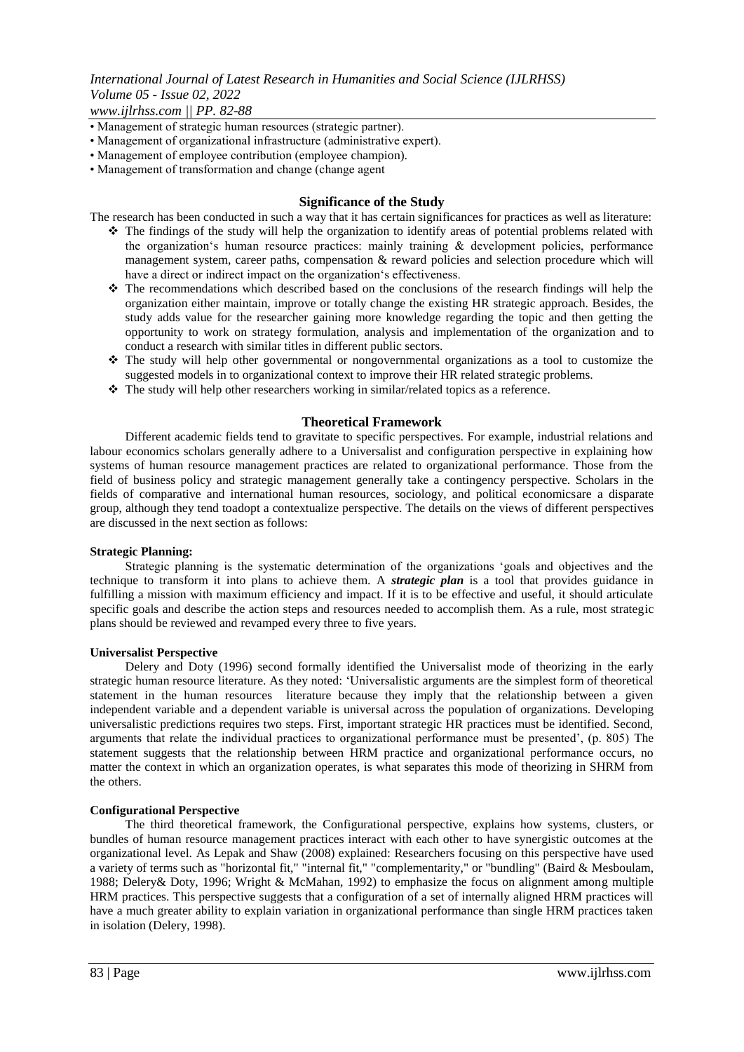- Management of strategic human resources (strategic partner).
- Management of organizational infrastructure (administrative expert).
- Management of employee contribution (employee champion).
- Management of transformation and change (change agent

## Significance of the Study

The research has been conducted in such a way that it has certain significances for practices as well as literature:

- The findings of the study will help the organization to identify areas of potential problems related with the organization's human resource practices: mainly training & development policies, performance management system, career paths, compensation & reward policies and selection procedure which will have a direct or indirect impact on the organization's effectiveness.
- The recommendations which described based on the conclusions of the research findings will help the organization either maintain, improve or totally change the existing HR strategic approach. Besides, the study adds value for the researcher gaining more knowledge regarding the topic and then getting the opportunity to work on strategy formulation, analysis and implementation of the organization and to conduct a research with similar titles in different public sectors.
- The study will help other governmental or nongovernmental organizations as a tool to customize the suggested models in to organizational context to improve their HR related strategic problems.
- The study will help other researchers working in similar/related topics as a reference.

## Theoretical Framework

Different academic fields tend to gravitate to specific perspectives. For example, industrial relations and labour economics scholars generally adhere to a Universalist and configuration perspective in explaining how systems of human resource management practices are related to organizational performance. Those from the field of business policy and strategic management generally take a contingency perspective. Scholars in the fields of comparative and international human resources, sociology, and political economicsare a disparate group, although they tend toadopt a contextualize perspective. The details on the views of different perspectives are discussed in the next section as follows:

**Strategic Planning:**

Strategic planning is the systematic determination of the organizations 'goals and objectives and the technique to transform it into plans to achieve them. A ***strategic plan*** is a tool that provides guidance in fulfilling a mission with maximum efficiency and impact. If it is to be effective and useful, it should articulate specific goals and describe the action steps and resources needed to accomplish them. As a rule, most strategic plans should be reviewed and revamped every three to five years.

**Universalist Perspective**

Delery and Doty (1996) second formally identified the Universalist mode of theorizing in the early strategic human resource literature. As they noted: 'Universalistic arguments are the simplest form of theoretical statement in the human resources literature because they imply that the relationship between a given independent variable and a dependent variable is universal across the population of organizations. Developing universalistic predictions requires two steps. First, important strategic HR practices must be identified. Second, arguments that relate the individual practices to organizational performance must be presented', (p. 805) The statement suggests that the relationship between HRM practice and organizational performance occurs, no matter the context in which an organization operates, is what separates this mode of theorizing in SHRM from the others.

**Configurational Perspective**

The third theoretical framework, the Configurational perspective, explains how systems, clusters, or bundles of human resource management practices interact with each other to have synergistic outcomes at the organizational level. As Lepak and Shaw (2008) explained: Researchers focusing on this perspective have used a variety of terms such as "horizontal fit," "internal fit," "complementarity," or "bundling" (Baird & Mesboulam, 1988; Delery& Doty, 1996; Wright & McMahan, 1992) to emphasize the focus on alignment among multiple HRM practices. This perspective suggests that a configuration of a set of internally aligned HRM practices will have a much greater ability to explain variation in organizational performance than single HRM practices taken in isolation (Delery, 1998).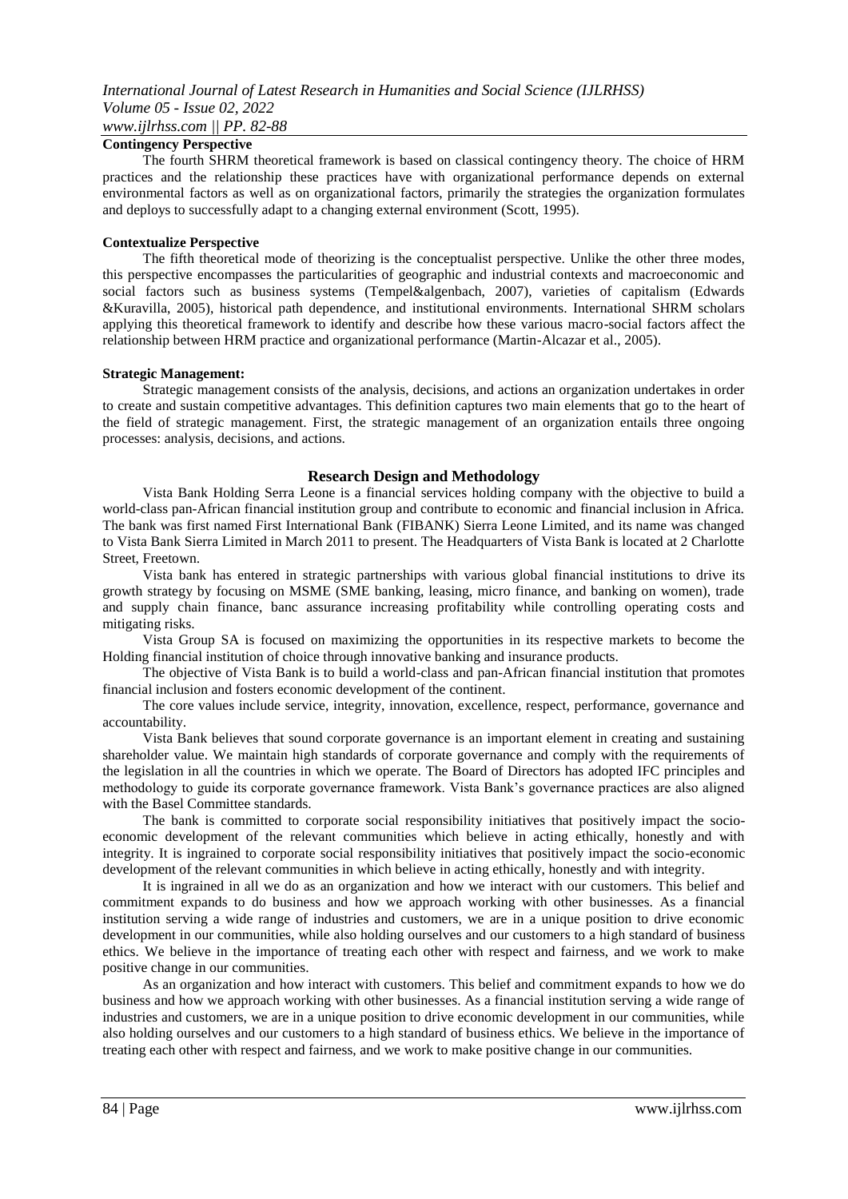**Contingency Perspective**

The fourth SHRM theoretical framework is based on classical contingency theory. The choice of HRM practices and the relationship these practices have with organizational performance depends on external environmental factors as well as on organizational factors, primarily the strategies the organization formulates and deploys to successfully adapt to a changing external environment (Scott, 1995).

**Contextualize Perspective**

The fifth theoretical mode of theorizing is the conceptualist perspective. Unlike the other three modes, this perspective encompasses the particularities of geographic and industrial contexts and macroeconomic and social factors such as business systems (Tempel&algenbach, 2007), varieties of capitalism (Edwards &Kuravilla, 2005), historical path dependence, and institutional environments. International SHRM scholars applying this theoretical framework to identify and describe how these various macro-social factors affect the relationship between HRM practice and organizational performance (Martin-Alcazar et al., 2005).

**Strategic Management:**

Strategic management consists of the analysis, decisions, and actions an organization undertakes in order to create and sustain competitive advantages. This definition captures two main elements that go to the heart of the field of strategic management. First, the strategic management of an organization entails three ongoing processes: analysis, decisions, and actions.

## Research Design and Methodology

Vista Bank Holding Serra Leone is a financial services holding company with the objective to build a world-class pan-African financial institution group and contribute to economic and financial inclusion in Africa. The bank was first named First International Bank (FIBANK) Sierra Leone Limited, and its name was changed to Vista Bank Sierra Limited in March 2011 to present. The Headquarters of Vista Bank is located at 2 Charlotte Street, Freetown.

Vista bank has entered in strategic partnerships with various global financial institutions to drive its growth strategy by focusing on MSME (SME banking, leasing, micro finance, and banking on women), trade and supply chain finance, banc assurance increasing profitability while controlling operating costs and mitigating risks.

Vista Group SA is focused on maximizing the opportunities in its respective markets to become the Holding financial institution of choice through innovative banking and insurance products.

The objective of Vista Bank is to build a world-class and pan-African financial institution that promotes financial inclusion and fosters economic development of the continent.

The core values include service, integrity, innovation, excellence, respect, performance, governance and accountability.

Vista Bank believes that sound corporate governance is an important element in creating and sustaining shareholder value. We maintain high standards of corporate governance and comply with the requirements of the legislation in all the countries in which we operate. The Board of Directors has adopted IFC principles and methodology to guide its corporate governance framework. Vista Bank's governance practices are also aligned with the Basel Committee standards.

The bank is committed to corporate social responsibility initiatives that positively impact the socio-economic development of the relevant communities which believe in acting ethically, honestly and with integrity. It is ingrained to corporate social responsibility initiatives that positively impact the socio-economic development of the relevant communities in which believe in acting ethically, honestly and with integrity.

It is ingrained in all we do as an organization and how we interact with our customers. This belief and commitment expands to do business and how we approach working with other businesses. As a financial institution serving a wide range of industries and customers, we are in a unique position to drive economic development in our communities, while also holding ourselves and our customers to a high standard of business ethics. We believe in the importance of treating each other with respect and fairness, and we work to make positive change in our communities.

As an organization and how interact with customers. This belief and commitment expands to how we do business and how we approach working with other businesses. As a financial institution serving a wide range of industries and customers, we are in a unique position to drive economic development in our communities, while also holding ourselves and our customers to a high standard of business ethics. We believe in the importance of treating each other with respect and fairness, and we work to make positive change in our communities.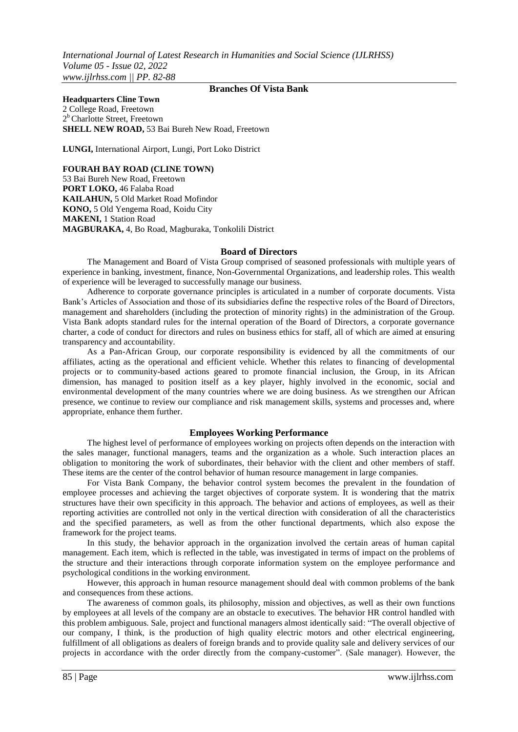## Branches Of Vista Bank

**Headquarters Cline Town**
2 College Road, Freetown
2[b] Charlotte Street, Freetown
**SHELL NEW ROAD,** 53 Bai Bureh New Road, Freetown

**LUNGI,** International Airport, Lungi, Port Loko District

**FOURAH BAY ROAD (CLINE TOWN)**
53 Bai Bureh New Road, Freetown
**PORT LOKO,** 46 Falaba Road
**KAILAHUN,** 5 Old Market Road Mofindor
**KONO,** 5 Old Yengema Road, Koidu City
**MAKENI,** 1 Station Road
**MAGBURAKA,** 4, Bo Road, Magburaka, Tonkolili District

## Board of Directors

The Management and Board of Vista Group comprised of seasoned professionals with multiple years of experience in banking, investment, finance, Non-Governmental Organizations, and leadership roles. This wealth of experience will be leveraged to successfully manage our business.

Adherence to corporate governance principles is articulated in a number of corporate documents. Vista Bank's Articles of Association and those of its subsidiaries define the respective roles of the Board of Directors, management and shareholders (including the protection of minority rights) in the administration of the Group. Vista Bank adopts standard rules for the internal operation of the Board of Directors, a corporate governance charter, a code of conduct for directors and rules on business ethics for staff, all of which are aimed at ensuring transparency and accountability.

As a Pan-African Group, our corporate responsibility is evidenced by all the commitments of our affiliates, acting as the operational and efficient vehicle. Whether this relates to financing of developmental projects or to community-based actions geared to promote financial inclusion, the Group, in its African dimension, has managed to position itself as a key player, highly involved in the economic, social and environmental development of the many countries where we are doing business. As we strengthen our African presence, we continue to review our compliance and risk management skills, systems and processes and, where appropriate, enhance them further.

## Employees Working Performance

The highest level of performance of employees working on projects often depends on the interaction with the sales manager, functional managers, teams and the organization as a whole. Such interaction places an obligation to monitoring the work of subordinates, their behavior with the client and other members of staff. These items are the center of the control behavior of human resource management in large companies.

For Vista Bank Company, the behavior control system becomes the prevalent in the foundation of employee processes and achieving the target objectives of corporate system. It is wondering that the matrix structures have their own specificity in this approach. The behavior and actions of employees, as well as their reporting activities are controlled not only in the vertical direction with consideration of all the characteristics and the specified parameters, as well as from the other functional departments, which also expose the framework for the project teams.

In this study, the behavior approach in the organization involved the certain areas of human capital management. Each item, which is reflected in the table, was investigated in terms of impact on the problems of the structure and their interactions through corporate information system on the employee performance and psychological conditions in the working environment.

However, this approach in human resource management should deal with common problems of the bank and consequences from these actions.

The awareness of common goals, its philosophy, mission and objectives, as well as their own functions by employees at all levels of the company are an obstacle to executives. The behavior HR control handled with this problem ambiguous. Sale, project and functional managers almost identically said: "The overall objective of our company, I think, is the production of high quality electric motors and other electrical engineering, fulfillment of all obligations as dealers of foreign brands and to provide quality sale and delivery services of our projects in accordance with the order directly from the company-customer". (Sale manager). However, the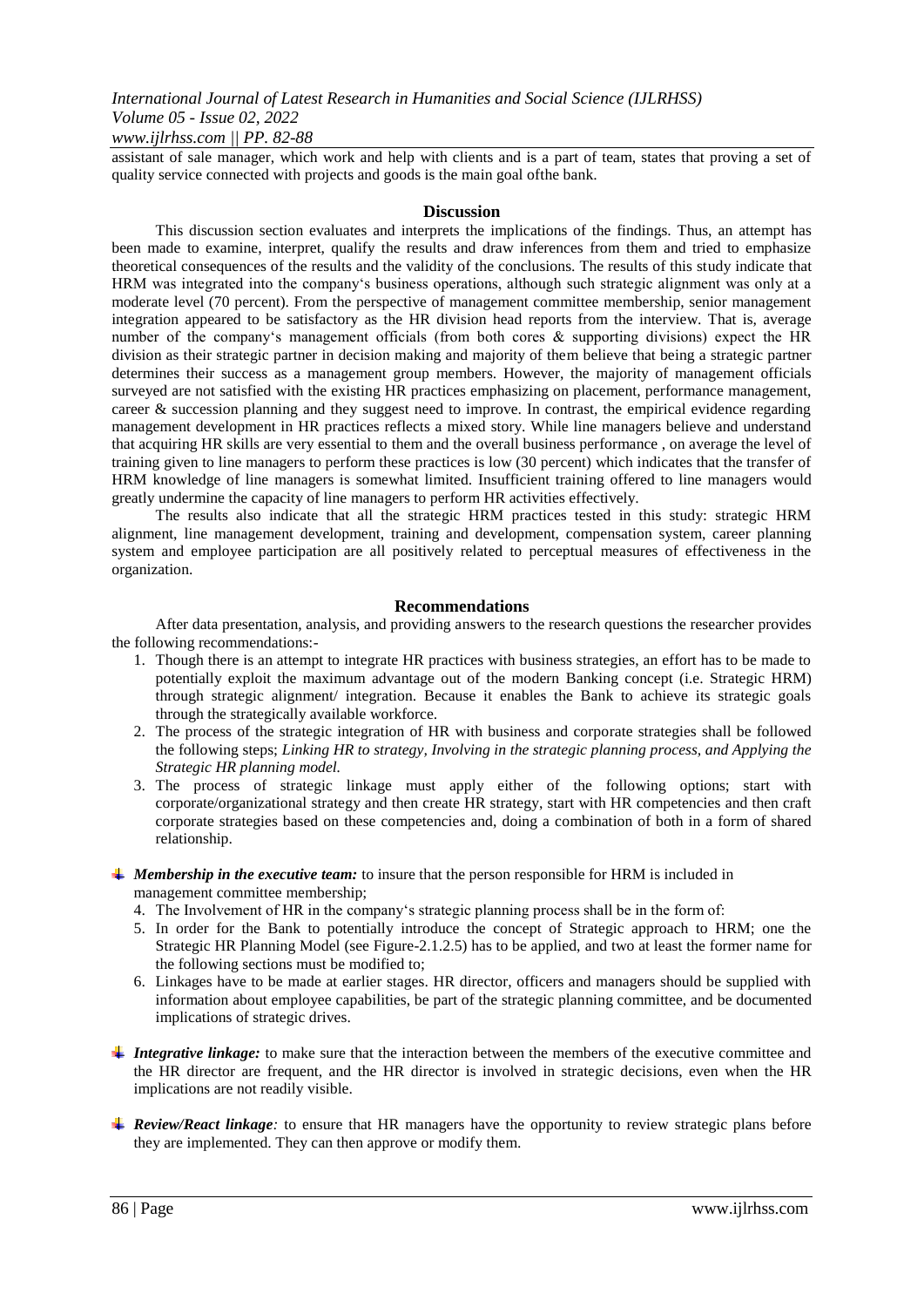assistant of sale manager, which work and help with clients and is a part of team, states that proving a set of quality service connected with projects and goods is the main goal ofthe bank.

## Discussion

This discussion section evaluates and interprets the implications of the findings. Thus, an attempt has been made to examine, interpret, qualify the results and draw inferences from them and tried to emphasize theoretical consequences of the results and the validity of the conclusions. The results of this study indicate that HRM was integrated into the company's business operations, although such strategic alignment was only at a moderate level (70 percent). From the perspective of management committee membership, senior management integration appeared to be satisfactory as the HR division head reports from the interview. That is, average number of the company's management officials (from both cores & supporting divisions) expect the HR division as their strategic partner in decision making and majority of them believe that being a strategic partner determines their success as a management group members. However, the majority of management officials surveyed are not satisfied with the existing HR practices emphasizing on placement, performance management, career & succession planning and they suggest need to improve. In contrast, the empirical evidence regarding management development in HR practices reflects a mixed story. While line managers believe and understand that acquiring HR skills are very essential to them and the overall business performance , on average the level of training given to line managers to perform these practices is low (30 percent) which indicates that the transfer of HRM knowledge of line managers is somewhat limited. Insufficient training offered to line managers would greatly undermine the capacity of line managers to perform HR activities effectively.

The results also indicate that all the strategic HRM practices tested in this study: strategic HRM alignment, line management development, training and development, compensation system, career planning system and employee participation are all positively related to perceptual measures of effectiveness in the organization.

## Recommendations

After data presentation, analysis, and providing answers to the research questions the researcher provides the following recommendations:-

1. Though there is an attempt to integrate HR practices with business strategies, an effort has to be made to potentially exploit the maximum advantage out of the modern Banking concept (i.e. Strategic HRM) through strategic alignment/ integration. Because it enables the Bank to achieve its strategic goals through the strategically available workforce.
2. The process of the strategic integration of HR with business and corporate strategies shall be followed the following steps; *Linking HR to strategy, Involving in the strategic planning process, and Applying the Strategic HR planning model.*
3. The process of strategic linkage must apply either of the following options; start with corporate/organizational strategy and then create HR strategy, start with HR competencies and then craft corporate strategies based on these competencies and, doing a combination of both in a form of shared relationship.

- ***Membership in the executive team:*** to insure that the person responsible for HRM is included in management committee membership;

4. The Involvement of HR in the company's strategic planning process shall be in the form of:
5. In order for the Bank to potentially introduce the concept of Strategic approach to HRM; one the Strategic HR Planning Model (see Figure-2.1.2.5) has to be applied, and two at least the former name for the following sections must be modified to;
6. Linkages have to be made at earlier stages. HR director, officers and managers should be supplied with information about employee capabilities, be part of the strategic planning committee, and be documented implications of strategic drives.

- ***Integrative linkage:*** to make sure that the interaction between the members of the executive committee and the HR director are frequent, and the HR director is involved in strategic decisions, even when the HR implications are not readily visible.

- ***Review/React linkage:*** to ensure that HR managers have the opportunity to review strategic plans before they are implemented. They can then approve or modify them.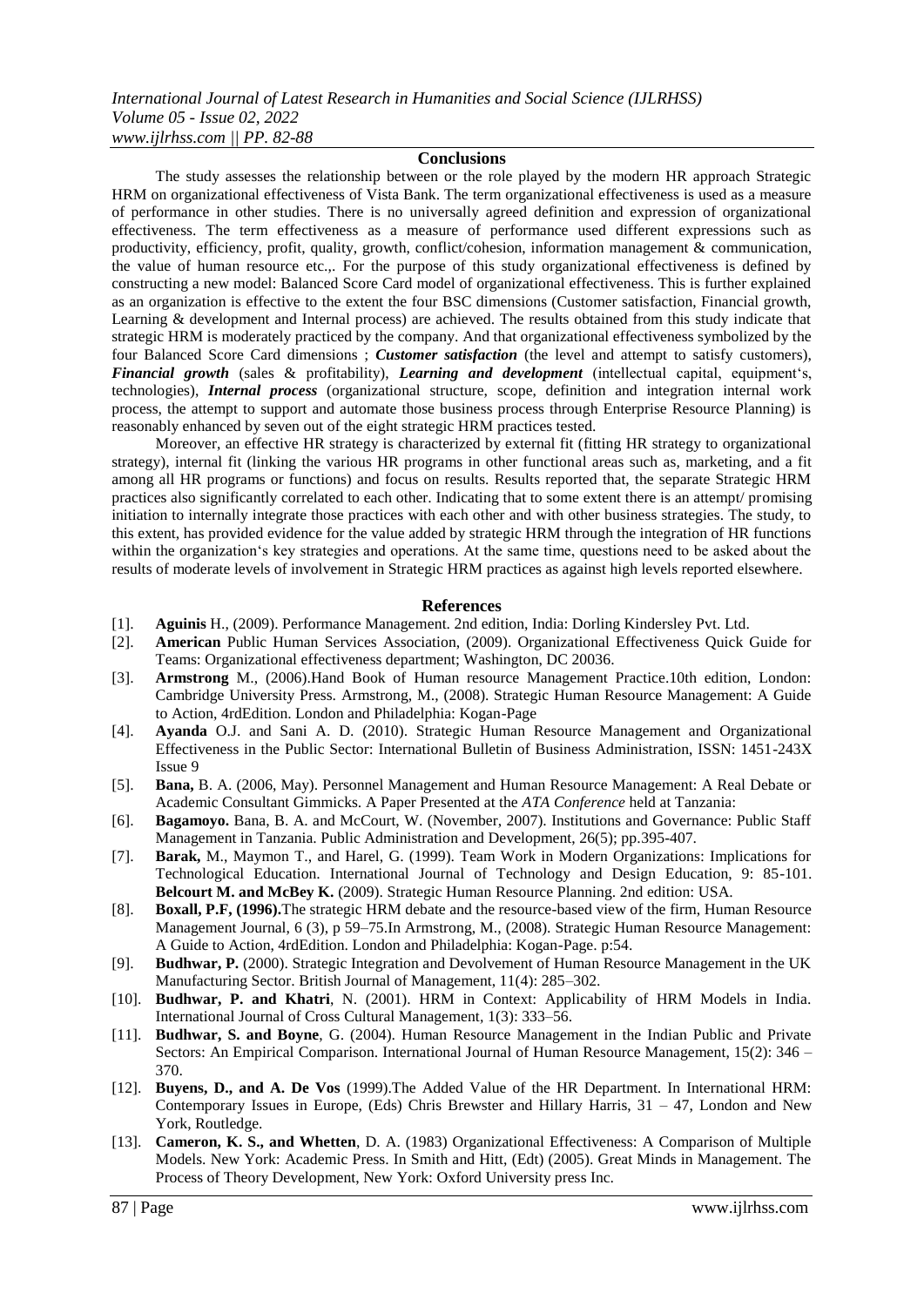## Conclusions

The study assesses the relationship between or the role played by the modern HR approach Strategic HRM on organizational effectiveness of Vista Bank. The term organizational effectiveness is used as a measure of performance in other studies. There is no universally agreed definition and expression of organizational effectiveness. The term effectiveness as a measure of performance used different expressions such as productivity, efficiency, profit, quality, growth, conflict/cohesion, information management & communication, the value of human resource etc.,. For the purpose of this study organizational effectiveness is defined by constructing a new model: Balanced Score Card model of organizational effectiveness. This is further explained as an organization is effective to the extent the four BSC dimensions (Customer satisfaction, Financial growth, Learning & development and Internal process) are achieved. The results obtained from this study indicate that strategic HRM is moderately practiced by the company. And that organizational effectiveness symbolized by the four Balanced Score Card dimensions ; ***Customer satisfaction*** (the level and attempt to satisfy customers), ***Financial growth*** (sales & profitability), ***Learning and development*** (intellectual capital, equipment's, technologies), ***Internal process*** (organizational structure, scope, definition and integration internal work process, the attempt to support and automate those business process through Enterprise Resource Planning) is reasonably enhanced by seven out of the eight strategic HRM practices tested.

Moreover, an effective HR strategy is characterized by external fit (fitting HR strategy to organizational strategy), internal fit (linking the various HR programs in other functional areas such as, marketing, and a fit among all HR programs or functions) and focus on results. Results reported that, the separate Strategic HRM practices also significantly correlated to each other. Indicating that to some extent there is an attempt/ promising initiation to internally integrate those practices with each other and with other business strategies. The study, to this extent, has provided evidence for the value added by strategic HRM through the integration of HR functions within the organization's key strategies and operations. At the same time, questions need to be asked about the results of moderate levels of involvement in Strategic HRM practices as against high levels reported elsewhere.

## References

[1]. **Aguinis** H., (2009). Performance Management. 2nd edition, India: Dorling Kindersley Pvt. Ltd.

[2]. **American** Public Human Services Association, (2009). Organizational Effectiveness Quick Guide for Teams: Organizational effectiveness department; Washington, DC 20036.

[3]. **Armstrong** M., (2006).Hand Book of Human resource Management Practice.10th edition, London: Cambridge University Press. Armstrong, M., (2008). Strategic Human Resource Management: A Guide to Action, 4rdEdition. London and Philadelphia: Kogan-Page

[4]. **Ayanda** O.J. and Sani A. D. (2010). Strategic Human Resource Management and Organizational Effectiveness in the Public Sector: International Bulletin of Business Administration, ISSN: 1451-243X Issue 9

[5]. **Bana,** B. A. (2006, May). Personnel Management and Human Resource Management: A Real Debate or Academic Consultant Gimmicks. A Paper Presented at the *ATA Conference* held at Tanzania:

[6]. **Bagamoyo.** Bana, B. A. and McCourt, W. (November, 2007). Institutions and Governance: Public Staff Management in Tanzania. Public Administration and Development, 26(5); pp.395-407.

[7]. **Barak,** M., Maymon T., and Harel, G. (1999). Team Work in Modern Organizations: Implications for Technological Education. International Journal of Technology and Design Education, 9: 85-101. **Belcourt M. and McBey K.** (2009). Strategic Human Resource Planning. 2nd edition: USA.

[8]. **Boxall, P.F, (1996).**The strategic HRM debate and the resource-based view of the firm, Human Resource Management Journal, 6 (3), p 59–75.In Armstrong, M., (2008). Strategic Human Resource Management: A Guide to Action, 4rdEdition. London and Philadelphia: Kogan-Page. p:54.

[9]. **Budhwar, P.** (2000). Strategic Integration and Devolvement of Human Resource Management in the UK Manufacturing Sector. British Journal of Management, 11(4): 285–302.

[10]. **Budhwar, P. and Khatri**, N. (2001). HRM in Context: Applicability of HRM Models in India. International Journal of Cross Cultural Management, 1(3): 333–56.

[11]. **Budhwar, S. and Boyne**, G. (2004). Human Resource Management in the Indian Public and Private Sectors: An Empirical Comparison. International Journal of Human Resource Management, 15(2): 346 – 370.

[12]. **Buyens, D., and A. De Vos** (1999).The Added Value of the HR Department. In International HRM: Contemporary Issues in Europe, (Eds) Chris Brewster and Hillary Harris, 31 – 47, London and New York, Routledge.

[13]. **Cameron, K. S., and Whetten**, D. A. (1983) Organizational Effectiveness: A Comparison of Multiple Models. New York: Academic Press. In Smith and Hitt, (Edt) (2005). Great Minds in Management. The Process of Theory Development, New York: Oxford University press Inc.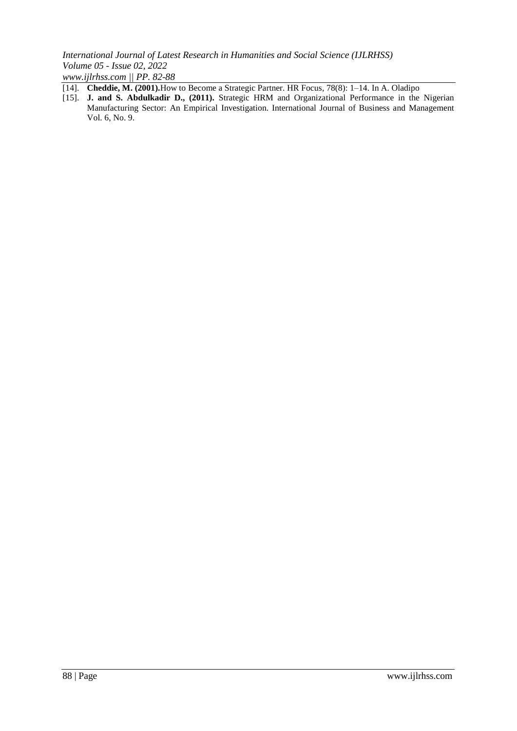[14]. **Cheddie, M. (2001).** How to Become a Strategic Partner. HR Focus, 78(8): 1–14. In A. Oladipo

[15]. **J. and S. Abdulkadir D., (2011).** Strategic HRM and Organizational Performance in the Nigerian Manufacturing Sector: An Empirical Investigation. International Journal of Business and Management Vol. 6, No. 9.